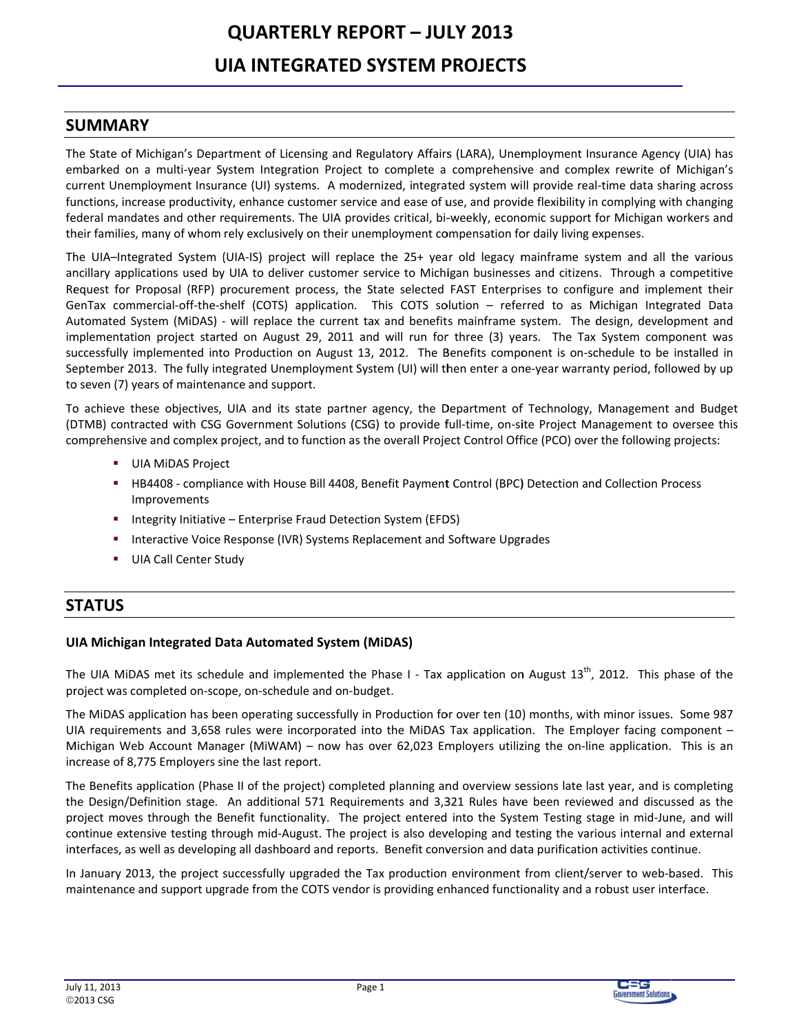# QUARTERLY REPORT – JULY 2013

# UIA INTEGRATED SYSTEM PROJECTS

## SUMMARY

The State of Michigan's Department of Licensing and Regulatory Affairs (LARA), Unemployment Insurance Agency (UIA) has embarked on a multi-year System Integration Project to complete a comprehensive and complex rewrite of Michigan's current Unemployment Insurance (UI) systems. A modernized, integrated system will provide real-time data sharing across functions, increase productivity, enhance customer service and ease of use, and provide flexibility in complying with changing federal mandates and other requirements. The UIA provides critical, bi-weekly, economic support for Michigan workers and their families, many of whom rely exclusively on their unemployment compensation for daily living expenses.

The UIA–Integrated System (UIA-IS) project will replace the 25+ year old legacy mainframe system and all the various ancillary applications used by UIA to deliver customer service to Michigan businesses and citizens. Through a competitive Request for Proposal (RFP) procurement process, the State selected FAST Enterprises to configure and implement their GenTax commercial-off-the-shelf (COTS) application. This COTS solution – referred to as Michigan Integrated Data Automated System (MiDAS) - will replace the current tax and benefits mainframe system. The design, development and implementation project started on August 29, 2011 and will run for three (3) years. The Tax System component was successfully implemented into Production on August 13, 2012. The Benefits component is on-schedule to be installed in September 2013. The fully integrated Unemployment System (UI) will then enter a one-year warranty period, followed by up to seven (7) years of maintenance and support.

To achieve these objectives, UIA and its state partner agency, the Department of Technology, Management and Budget (DTMB) contracted with CSG Government Solutions (CSG) to provide full-time, on-site Project Management to oversee this comprehensive and complex project, and to function as the overall Project Control Office (PCO) over the following projects:

- UIA MiDAS Project
- HB4408 - compliance with House Bill 4408, Benefit Payment Control (BPC) Detection and Collection Process Improvements
- Integrity Initiative – Enterprise Fraud Detection System (EFDS)
- Interactive Voice Response (IVR) Systems Replacement and Software Upgrades
- UIA Call Center Study

## STATUS

### UIA Michigan Integrated Data Automated System (MiDAS)

The UIA MiDAS met its schedule and implemented the Phase I - Tax application on August 13th, 2012. This phase of the project was completed on-scope, on-schedule and on-budget.

The MiDAS application has been operating successfully in Production for over ten (10) months, with minor issues. Some 987 UIA requirements and 3,658 rules were incorporated into the MiDAS Tax application. The Employer facing component – Michigan Web Account Manager (MiWAM) – now has over 62,023 Employers utilizing the on-line application. This is an increase of 8,775 Employers sine the last report.

The Benefits application (Phase II of the project) completed planning and overview sessions late last year, and is completing the Design/Definition stage. An additional 571 Requirements and 3,321 Rules have been reviewed and discussed as the project moves through the Benefit functionality. The project entered into the System Testing stage in mid-June, and will continue extensive testing through mid-August. The project is also developing and testing the various internal and external interfaces, as well as developing all dashboard and reports. Benefit conversion and data purification activities continue.

In January 2013, the project successfully upgraded the Tax production environment from client/server to web-based. This maintenance and support upgrade from the COTS vendor is providing enhanced functionality and a robust user interface.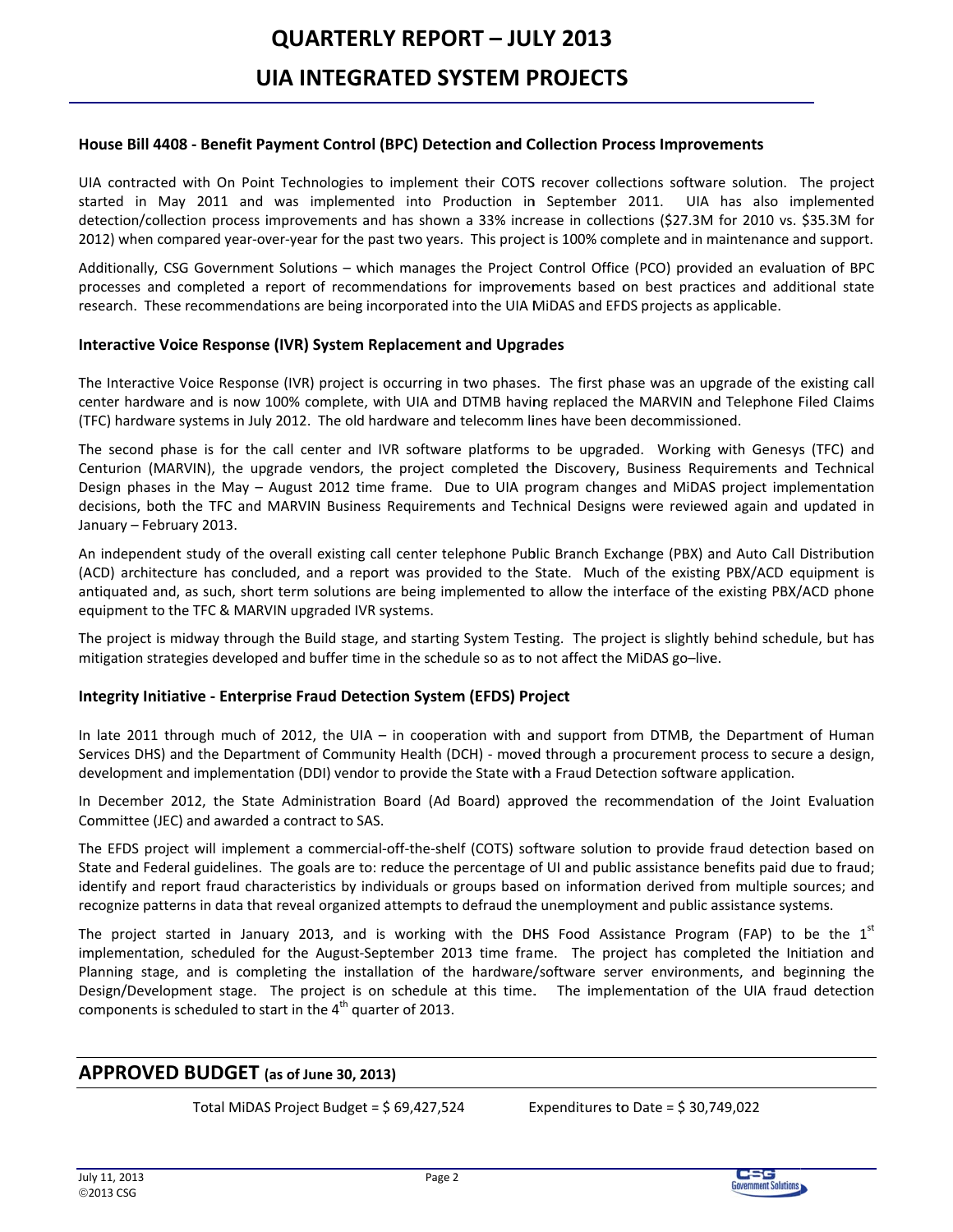# QUARTERLY REPORT – JULY 2013

# UIA INTEGRATED SYSTEM PROJECTS

### House Bill 4408 - Benefit Payment Control (BPC) Detection and Collection Process Improvements

UIA contracted with On Point Technologies to implement their COTS recover collections software solution. The project started in May 2011 and was implemented into Production in September 2011. UIA has also implemented detection/collection process improvements and has shown a 33% increase in collections ($27.3M for 2010 vs. $35.3M for 2012) when compared year-over-year for the past two years. This project is 100% complete and in maintenance and support.

Additionally, CSG Government Solutions – which manages the Project Control Office (PCO) provided an evaluation of BPC processes and completed a report of recommendations for improvements based on best practices and additional state research. These recommendations are being incorporated into the UIA MiDAS and EFDS projects as applicable.

### Interactive Voice Response (IVR) System Replacement and Upgrades

The Interactive Voice Response (IVR) project is occurring in two phases. The first phase was an upgrade of the existing call center hardware and is now 100% complete, with UIA and DTMB having replaced the MARVIN and Telephone Filed Claims (TFC) hardware systems in July 2012. The old hardware and telecomm lines have been decommissioned.

The second phase is for the call center and IVR software platforms to be upgraded. Working with Genesys (TFC) and Centurion (MARVIN), the upgrade vendors, the project completed the Discovery, Business Requirements and Technical Design phases in the May – August 2012 time frame. Due to UIA program changes and MiDAS project implementation decisions, both the TFC and MARVIN Business Requirements and Technical Designs were reviewed again and updated in January – February 2013.

An independent study of the overall existing call center telephone Public Branch Exchange (PBX) and Auto Call Distribution (ACD) architecture has concluded, and a report was provided to the State. Much of the existing PBX/ACD equipment is antiquated and, as such, short term solutions are being implemented to allow the interface of the existing PBX/ACD phone equipment to the TFC & MARVIN upgraded IVR systems.

The project is midway through the Build stage, and starting System Testing. The project is slightly behind schedule, but has mitigation strategies developed and buffer time in the schedule so as to not affect the MiDAS go–live.

### Integrity Initiative - Enterprise Fraud Detection System (EFDS) Project

In late 2011 through much of 2012, the UIA – in cooperation with and support from DTMB, the Department of Human Services DHS) and the Department of Community Health (DCH) - moved through a procurement process to secure a design, development and implementation (DDI) vendor to provide the State with a Fraud Detection software application.

In December 2012, the State Administration Board (Ad Board) approved the recommendation of the Joint Evaluation Committee (JEC) and awarded a contract to SAS.

The EFDS project will implement a commercial-off-the-shelf (COTS) software solution to provide fraud detection based on State and Federal guidelines. The goals are to: reduce the percentage of UI and public assistance benefits paid due to fraud; identify and report fraud characteristics by individuals or groups based on information derived from multiple sources; and recognize patterns in data that reveal organized attempts to defraud the unemployment and public assistance systems.

The project started in January 2013, and is working with the DHS Food Assistance Program (FAP) to be the 1st implementation, scheduled for the August-September 2013 time frame. The project has completed the Initiation and Planning stage, and is completing the installation of the hardware/software server environments, and beginning the Design/Development stage. The project is on schedule at this time. The implementation of the UIA fraud detection components is scheduled to start in the 4th quarter of 2013.

## APPROVED BUDGET (as of June 30, 2013)

Total MiDAS Project Budget = $ 69,427,524 Expenditures to Date = $ 30,749,022